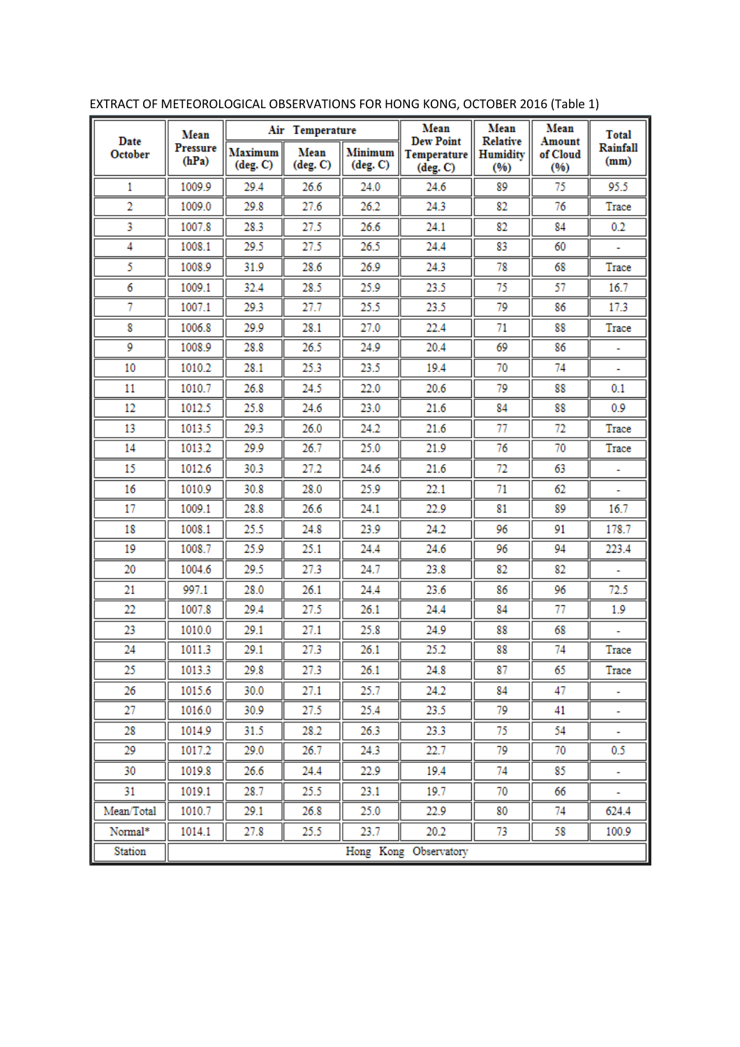EXTRACT OF METEOROLOGICAL OBSERVATIONS FOR HONG KONG, OCTOBER 2016 (Table 1)

| Date October | Mean Pressure (hPa) | Air Temperature | | | Mean Dew Point Temperature (deg. C) | Mean Relative Humidity (%) | Mean Amount of Cloud (%) | Total Rainfall (mm) |
|---|---|---|---|---|---|---|---|---|
| | | Maximum (deg. C) | Mean (deg. C) | Minimum (deg. C) | | | | |
| 1 | 1009.9 | 29.4 | 26.6 | 24.0 | 24.6 | 89 | 75 | 95.5 |
| 2 | 1009.0 | 29.8 | 27.6 | 26.2 | 24.3 | 82 | 76 | Trace |
| 3 | 1007.8 | 28.3 | 27.5 | 26.6 | 24.1 | 82 | 84 | 0.2 |
| 4 | 1008.1 | 29.5 | 27.5 | 26.5 | 24.4 | 83 | 60 | - |
| 5 | 1008.9 | 31.9 | 28.6 | 26.9 | 24.3 | 78 | 68 | Trace |
| 6 | 1009.1 | 32.4 | 28.5 | 25.9 | 23.5 | 75 | 57 | 16.7 |
| 7 | 1007.1 | 29.3 | 27.7 | 25.5 | 23.5 | 79 | 86 | 17.3 |
| 8 | 1006.8 | 29.9 | 28.1 | 27.0 | 22.4 | 71 | 88 | Trace |
| 9 | 1008.9 | 28.8 | 26.5 | 24.9 | 20.4 | 69 | 86 | - |
| 10 | 1010.2 | 28.1 | 25.3 | 23.5 | 19.4 | 70 | 74 | - |
| 11 | 1010.7 | 26.8 | 24.5 | 22.0 | 20.6 | 79 | 88 | 0.1 |
| 12 | 1012.5 | 25.8 | 24.6 | 23.0 | 21.6 | 84 | 88 | 0.9 |
| 13 | 1013.5 | 29.3 | 26.0 | 24.2 | 21.6 | 77 | 72 | Trace |
| 14 | 1013.2 | 29.9 | 26.7 | 25.0 | 21.9 | 76 | 70 | Trace |
| 15 | 1012.6 | 30.3 | 27.2 | 24.6 | 21.6 | 72 | 63 | - |
| 16 | 1010.9 | 30.8 | 28.0 | 25.9 | 22.1 | 71 | 62 | - |
| 17 | 1009.1 | 28.8 | 26.6 | 24.1 | 22.9 | 81 | 89 | 16.7 |
| 18 | 1008.1 | 25.5 | 24.8 | 23.9 | 24.2 | 96 | 91 | 178.7 |
| 19 | 1008.7 | 25.9 | 25.1 | 24.4 | 24.6 | 96 | 94 | 223.4 |
| 20 | 1004.6 | 29.5 | 27.3 | 24.7 | 23.8 | 82 | 82 | - |
| 21 | 997.1 | 28.0 | 26.1 | 24.4 | 23.6 | 86 | 96 | 72.5 |
| 22 | 1007.8 | 29.4 | 27.5 | 26.1 | 24.4 | 84 | 77 | 1.9 |
| 23 | 1010.0 | 29.1 | 27.1 | 25.8 | 24.9 | 88 | 68 | - |
| 24 | 1011.3 | 29.1 | 27.3 | 26.1 | 25.2 | 88 | 74 | Trace |
| 25 | 1013.3 | 29.8 | 27.3 | 26.1 | 24.8 | 87 | 65 | Trace |
| 26 | 1015.6 | 30.0 | 27.1 | 25.7 | 24.2 | 84 | 47 | - |
| 27 | 1016.0 | 30.9 | 27.5 | 25.4 | 23.5 | 79 | 41 | - |
| 28 | 1014.9 | 31.5 | 28.2 | 26.3 | 23.3 | 75 | 54 | - |
| 29 | 1017.2 | 29.0 | 26.7 | 24.3 | 22.7 | 79 | 70 | 0.5 |
| 30 | 1019.8 | 26.6 | 24.4 | 22.9 | 19.4 | 74 | 85 | - |
| 31 | 1019.1 | 28.7 | 25.5 | 23.1 | 19.7 | 70 | 66 | - |
| Mean/Total | 1010.7 | 29.1 | 26.8 | 25.0 | 22.9 | 80 | 74 | 624.4 |
| Normal* | 1014.1 | 27.8 | 25.5 | 23.7 | 20.2 | 73 | 58 | 100.9 |
| Station | Hong Kong Observatory | | | | | | | |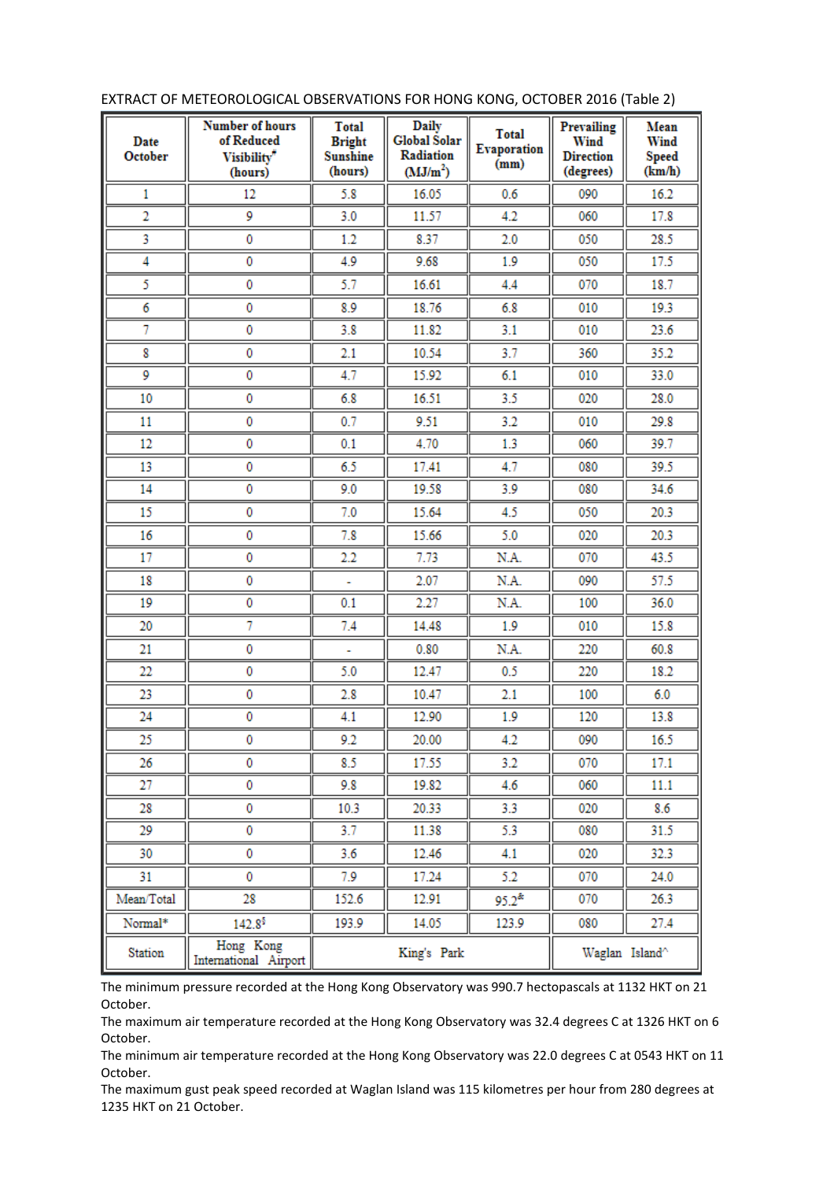EXTRACT OF METEOROLOGICAL OBSERVATIONS FOR HONG KONG, OCTOBER 2016 (Table 2)

| Date October | Number of hours of Reduced Visibility* (hours) | Total Bright Sunshine (hours) | Daily Global Solar Radiation ($MJ/m^2$) | Total Evaporation (mm) | Prevailing Wind Direction (degrees) | Mean Wind Speed (km/h) |
|---|---|---|---|---|---|---|
| 1 | 12 | 5.8 | 16.05 | 0.6 | 090 | 16.2 |
| 2 | 9 | 3.0 | 11.57 | 4.2 | 060 | 17.8 |
| 3 | 0 | 1.2 | 8.37 | 2.0 | 050 | 28.5 |
| 4 | 0 | 4.9 | 9.68 | 1.9 | 050 | 17.5 |
| 5 | 0 | 5.7 | 16.61 | 4.4 | 070 | 18.7 |
| 6 | 0 | 8.9 | 18.76 | 6.8 | 010 | 19.3 |
| 7 | 0 | 3.8 | 11.82 | 3.1 | 010 | 23.6 |
| 8 | 0 | 2.1 | 10.54 | 3.7 | 360 | 35.2 |
| 9 | 0 | 4.7 | 15.92 | 6.1 | 010 | 33.0 |
| 10 | 0 | 6.8 | 16.51 | 3.5 | 020 | 28.0 |
| 11 | 0 | 0.7 | 9.51 | 3.2 | 010 | 29.8 |
| 12 | 0 | 0.1 | 4.70 | 1.3 | 060 | 39.7 |
| 13 | 0 | 6.5 | 17.41 | 4.7 | 080 | 39.5 |
| 14 | 0 | 9.0 | 19.58 | 3.9 | 080 | 34.6 |
| 15 | 0 | 7.0 | 15.64 | 4.5 | 050 | 20.3 |
| 16 | 0 | 7.8 | 15.66 | 5.0 | 020 | 20.3 |
| 17 | 0 | 2.2 | 7.73 | N.A. | 070 | 43.5 |
| 18 | 0 | - | 2.07 | N.A. | 090 | 57.5 |
| 19 | 0 | 0.1 | 2.27 | N.A. | 100 | 36.0 |
| 20 | 7 | 7.4 | 14.48 | 1.9 | 010 | 15.8 |
| 21 | 0 | - | 0.80 | N.A. | 220 | 60.8 |
| 22 | 0 | 5.0 | 12.47 | 0.5 | 220 | 18.2 |
| 23 | 0 | 2.8 | 10.47 | 2.1 | 100 | 6.0 |
| 24 | 0 | 4.1 | 12.90 | 1.9 | 120 | 13.8 |
| 25 | 0 | 9.2 | 20.00 | 4.2 | 090 | 16.5 |
| 26 | 0 | 8.5 | 17.55 | 3.2 | 070 | 17.1 |
| 27 | 0 | 9.8 | 19.82 | 4.6 | 060 | 11.1 |
| 28 | 0 | 10.3 | 20.33 | 3.3 | 020 | 8.6 |
| 29 | 0 | 3.7 | 11.38 | 5.3 | 080 | 31.5 |
| 30 | 0 | 3.6 | 12.46 | 4.1 | 020 | 32.3 |
| 31 | 0 | 7.9 | 17.24 | 5.2 | 070 | 24.0 |
| Mean/Total | 28 | 152.6 | 12.91 | 95.2[&] | 070 | 26.3 |
| Normal* | 142.8[$] | 193.9 | 14.05 | 123.9 | 080 | 27.4 |
| Station | Hong Kong International Airport | King's Park | | | Waglan Island^ | |

The minimum pressure recorded at the Hong Kong Observatory was 990.7 hectopascals at 1132 HKT on 21 October.
The maximum air temperature recorded at the Hong Kong Observatory was 32.4 degrees C at 1326 HKT on 6 October.
The minimum air temperature recorded at the Hong Kong Observatory was 22.0 degrees C at 0543 HKT on 11 October.
The maximum gust peak speed recorded at Waglan Island was 115 kilometres per hour from 280 degrees at 1235 HKT on 21 October.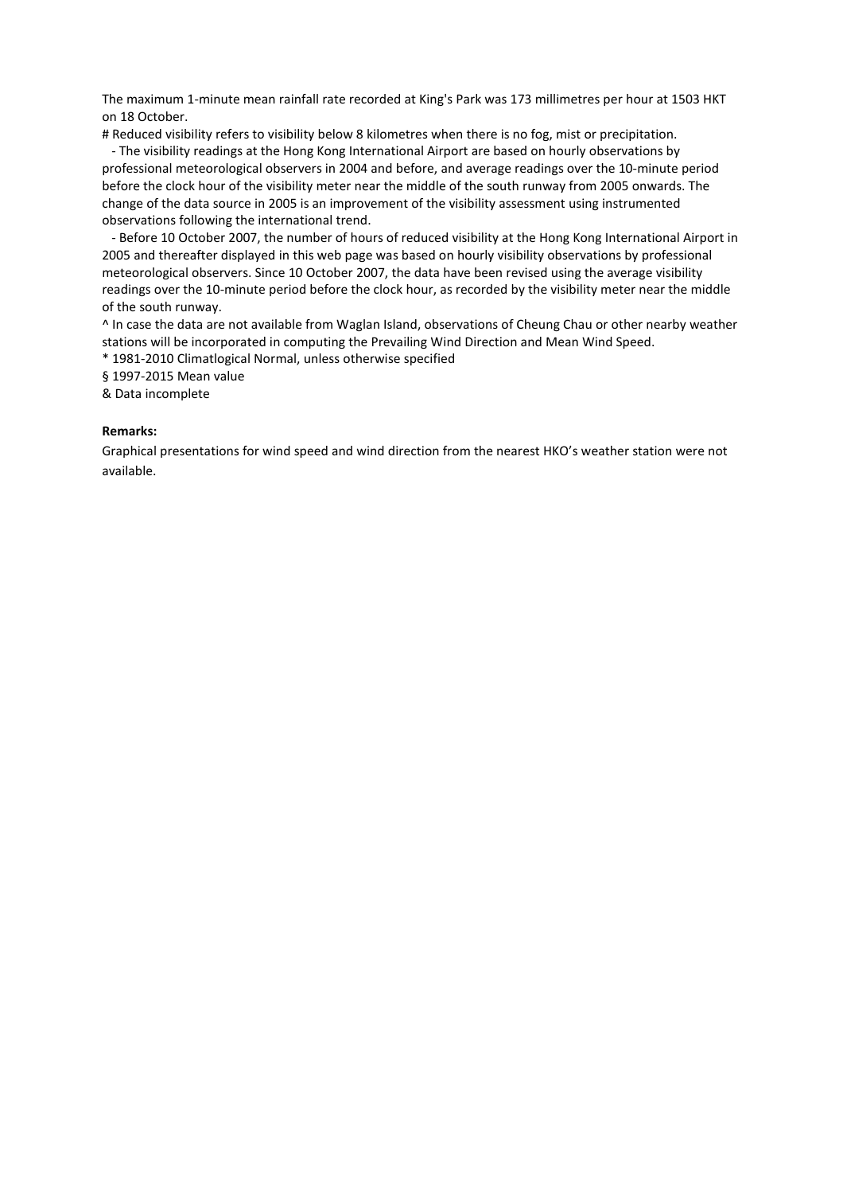The maximum 1-minute mean rainfall rate recorded at King's Park was 173 millimetres per hour at 1503 HKT on 18 October.

# Reduced visibility refers to visibility below 8 kilometres when there is no fog, mist or precipitation.

- The visibility readings at the Hong Kong International Airport are based on hourly observations by professional meteorological observers in 2004 and before, and average readings over the 10-minute period before the clock hour of the visibility meter near the middle of the south runway from 2005 onwards. The change of the data source in 2005 is an improvement of the visibility assessment using instrumented observations following the international trend.
- Before 10 October 2007, the number of hours of reduced visibility at the Hong Kong International Airport in 2005 and thereafter displayed in this web page was based on hourly visibility observations by professional meteorological observers. Since 10 October 2007, the data have been revised using the average visibility readings over the 10-minute period before the clock hour, as recorded by the visibility meter near the middle of the south runway.

^ In case the data are not available from Waglan Island, observations of Cheung Chau or other nearby weather stations will be incorporated in computing the Prevailing Wind Direction and Mean Wind Speed.

* 1981-2010 Climatlogical Normal, unless otherwise specified

§ 1997-2015 Mean value

& Data incomplete

**Remarks:**

Graphical presentations for wind speed and wind direction from the nearest HKO's weather station were not available.